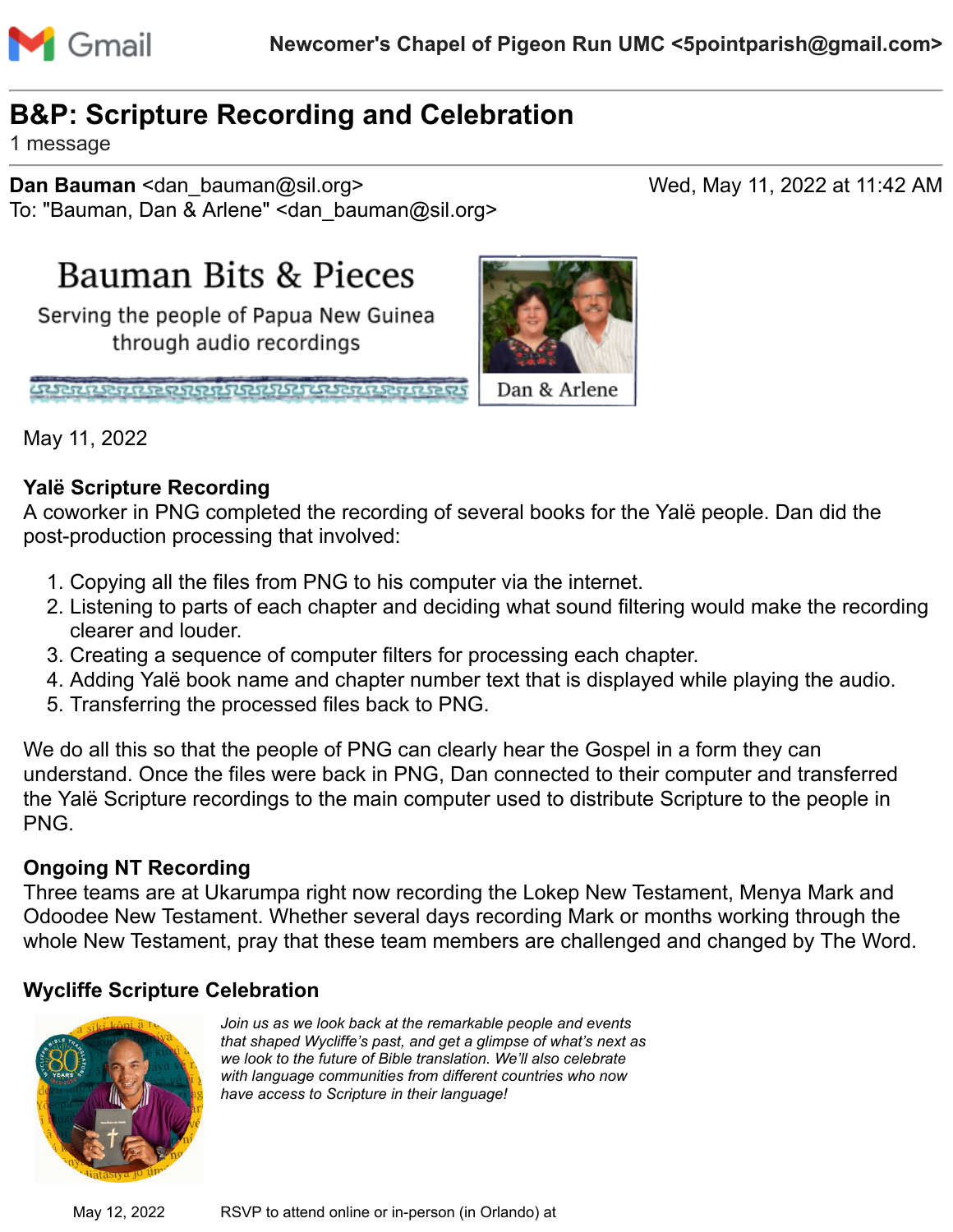Gmail

**Newcomer's Chapel of Pigeon Run UMC <5pointparish@gmail.com>**

# B&P: Scripture Recording and Celebration

1 message

**Dan Bauman** <dan_bauman@sil.org>  Wed, May 11, 2022 at 11:42 AM
To: "Bauman, Dan & Arlene" <dan_bauman@sil.org>

## Bauman Bits & Pieces

Serving the people of Papua New Guinea through audio recordings

Dan & Arlene

May 11, 2022

**Yalë Scripture Recording**
A coworker in PNG completed the recording of several books for the Yalë people. Dan did the post-production processing that involved:

1. Copying all the files from PNG to his computer via the internet.
2. Listening to parts of each chapter and deciding what sound filtering would make the recording clearer and louder.
3. Creating a sequence of computer filters for processing each chapter.
4. Adding Yalë book name and chapter number text that is displayed while playing the audio.
5. Transferring the processed files back to PNG.

We do all this so that the people of PNG can clearly hear the Gospel in a form they can understand. Once the files were back in PNG, Dan connected to their computer and transferred the Yalë Scripture recordings to the main computer used to distribute Scripture to the people in PNG.

**Ongoing NT Recording**
Three teams are at Ukarumpa right now recording the Lokep New Testament, Menya Mark and Odoodee New Testament. Whether several days recording Mark or months working through the whole New Testament, pray that these team members are challenged and changed by The Word.

**Wycliffe Scripture Celebration**

*Join us as we look back at the remarkable people and events that shaped Wycliffe's past, and get a glimpse of what's next as we look to the future of Bible translation. We'll also celebrate with language communities from different countries who now have access to Scripture in their language!*

May 12, 2022  RSVP to attend online or in-person (in Orlando) at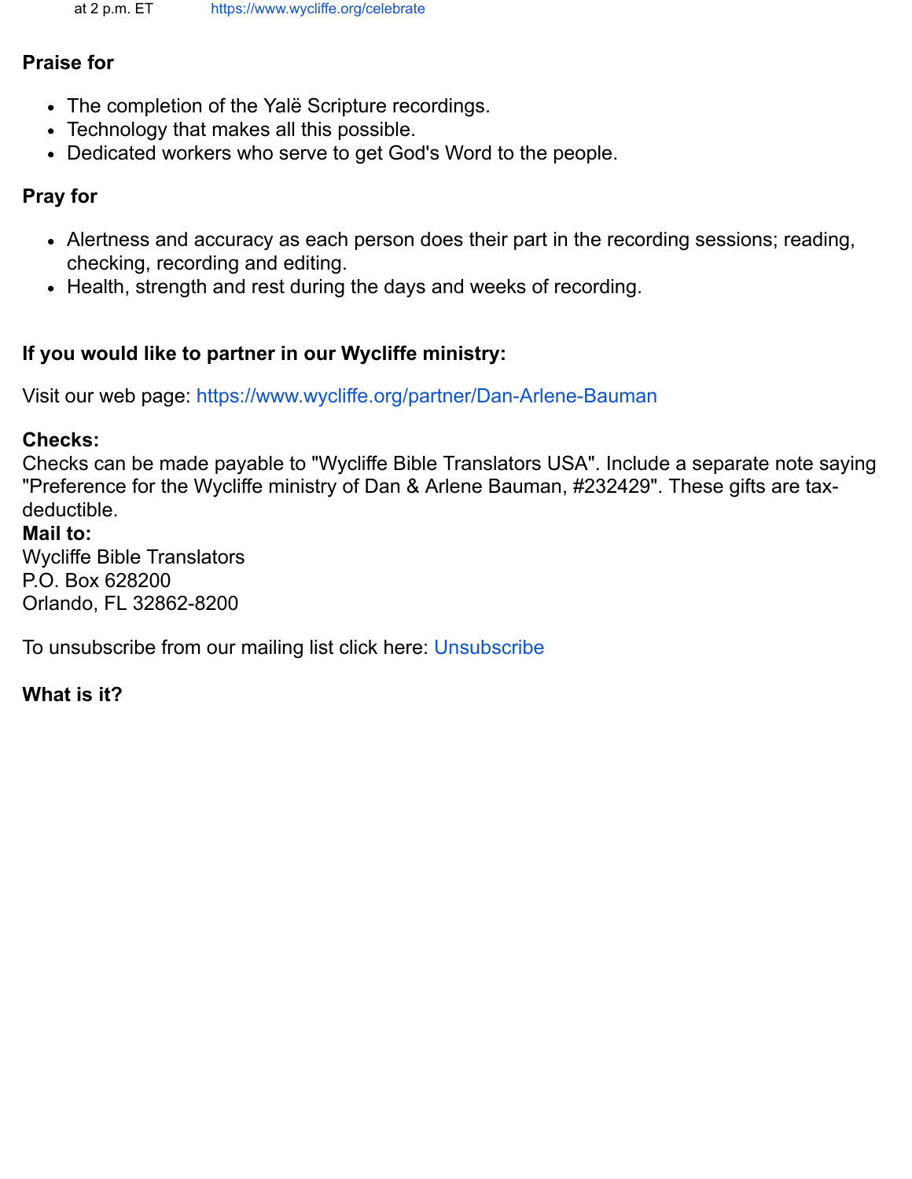at 2 p.m. ET https://www.wycliffe.org/celebrate

**Praise for**

- The completion of the Yalë Scripture recordings.
- Technology that makes all this possible.
- Dedicated workers who serve to get God's Word to the people.

**Pray for**

- Alertness and accuracy as each person does their part in the recording sessions; reading, checking, recording and editing.
- Health, strength and rest during the days and weeks of recording.

**If you would like to partner in our Wycliffe ministry:**

Visit our web page: https://www.wycliffe.org/partner/Dan-Arlene-Bauman

**Checks:**
Checks can be made payable to "Wycliffe Bible Translators USA". Include a separate note saying "Preference for the Wycliffe ministry of Dan & Arlene Bauman, #232429". These gifts are tax-deductible.
**Mail to:**
Wycliffe Bible Translators
P.O. Box 628200
Orlando, FL 32862-8200

To unsubscribe from our mailing list click here: Unsubscribe

**What is it?**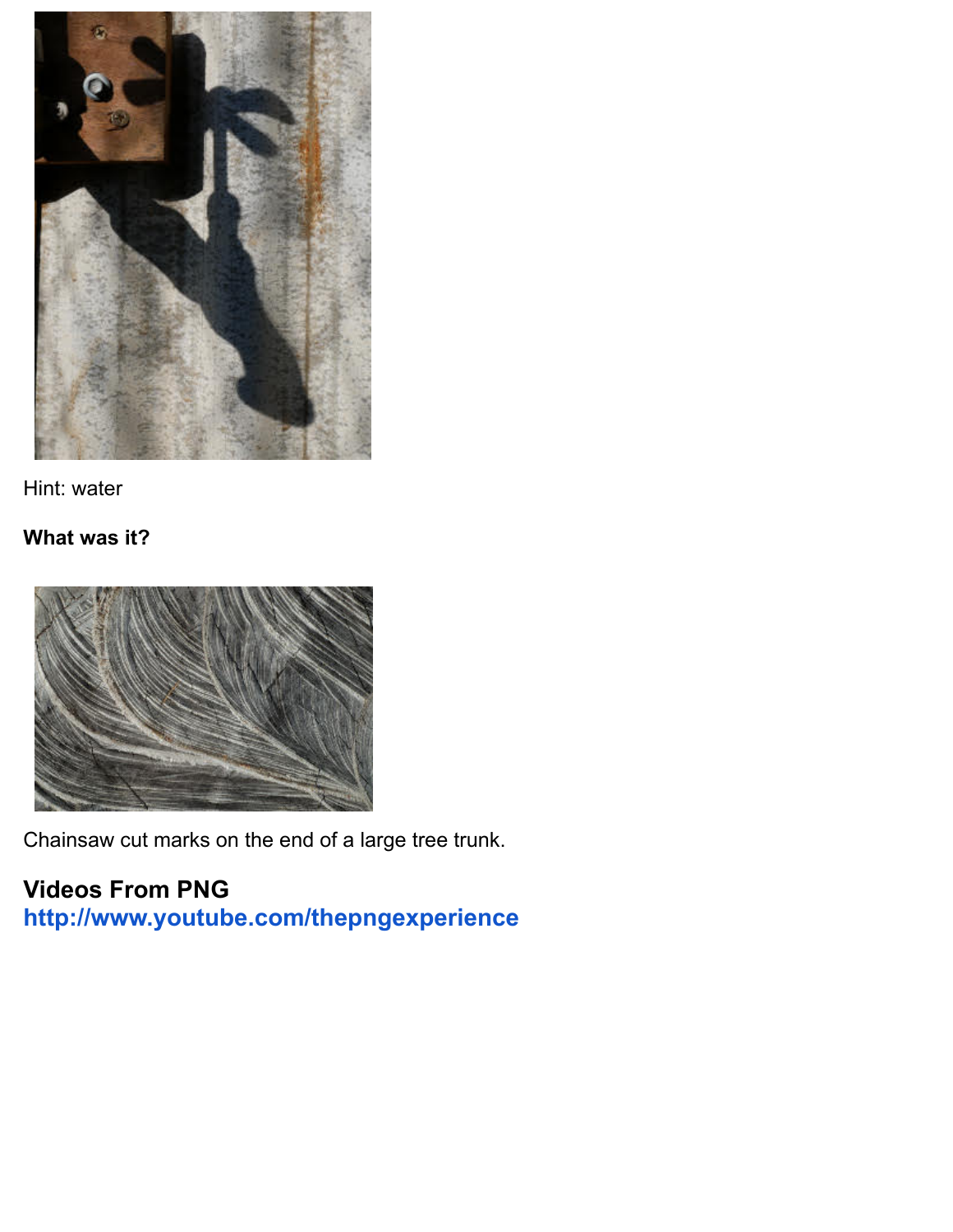Hint: water

**What was it?**

Chainsaw cut marks on the end of a large tree trunk.

## Videos From PNG

**http://www.youtube.com/thepngexperience**